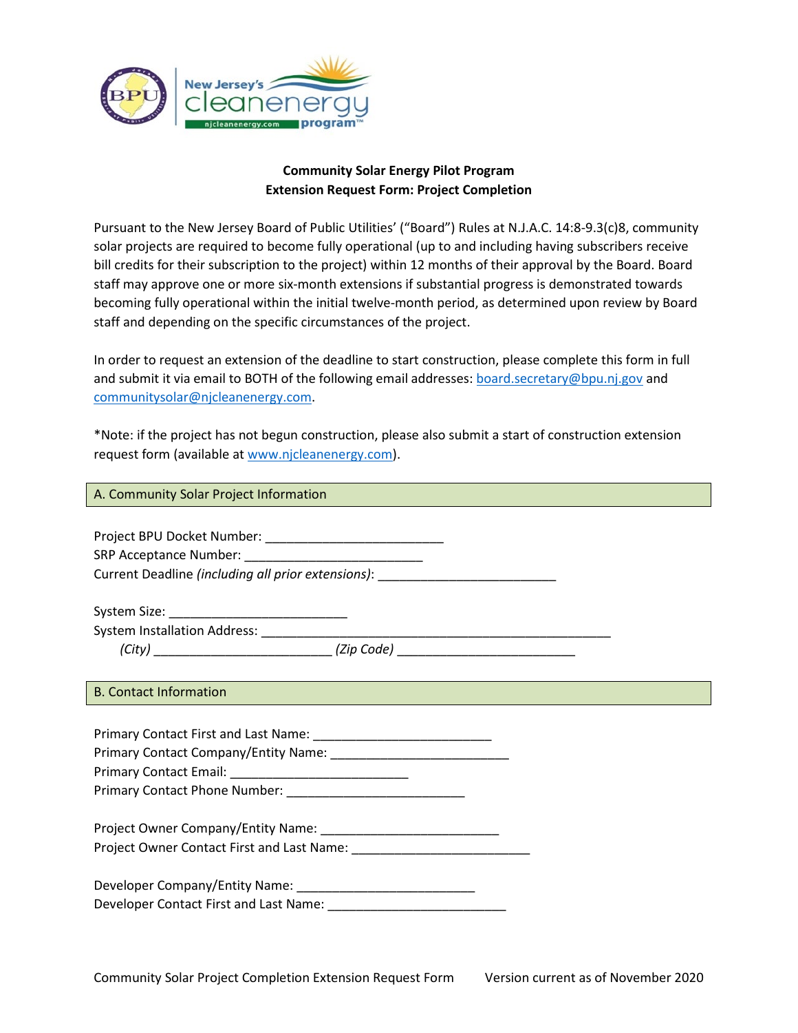**Community Solar Energy Pilot Program**
**Extension Request Form: Project Completion**

Pursuant to the New Jersey Board of Public Utilities' ("Board") Rules at N.J.A.C. 14:8-9.3(c)8, community solar projects are required to become fully operational (up to and including having subscribers receive bill credits for their subscription to the project) within 12 months of their approval by the Board. Board staff may approve one or more six-month extensions if substantial progress is demonstrated towards becoming fully operational within the initial twelve-month period, as determined upon review by Board staff and depending on the specific circumstances of the project.

In order to request an extension of the deadline to start construction, please complete this form in full and submit it via email to BOTH of the following email addresses: board.secretary@bpu.nj.gov and communitysolar@njcleanenergy.com.

*Note: if the project has not begun construction, please also submit a start of construction extension request form (available at www.njcleanenergy.com).

## A. Community Solar Project Information

Project BPU Docket Number: _________________________
SRP Acceptance Number: _________________________
Current Deadline *(including all prior extensions)*: _________________________

System Size: _________________________
System Installation Address: _________________________________________________
*(City)* _________________________ *(Zip Code)* _________________________

## B. Contact Information

Primary Contact First and Last Name: _________________________
Primary Contact Company/Entity Name: _________________________
Primary Contact Email: _________________________
Primary Contact Phone Number: _________________________

Project Owner Company/Entity Name: _________________________
Project Owner Contact First and Last Name: _________________________

Developer Company/Entity Name: _________________________
Developer Contact First and Last Name: _________________________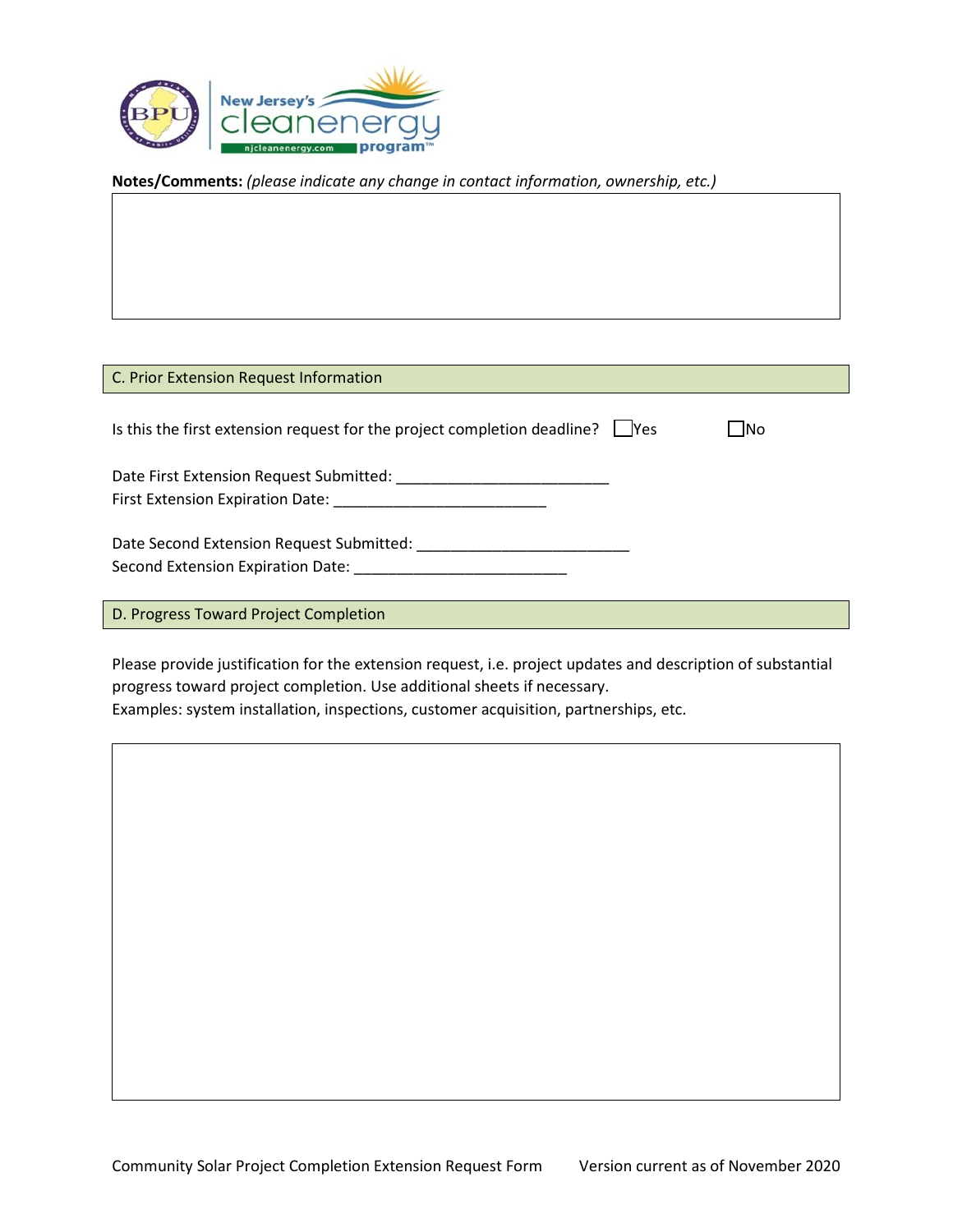**Notes/Comments:** *(please indicate any change in contact information, ownership, etc.)*

## C. Prior Extension Request Information

Is this the first extension request for the project completion deadline? ☐Yes ☐No

Date First Extension Request Submitted: ___________________________

First Extension Expiration Date: ___________________________

Date Second Extension Request Submitted: ___________________________

Second Extension Expiration Date: ___________________________

## D. Progress Toward Project Completion

Please provide justification for the extension request, i.e. project updates and description of substantial progress toward project completion. Use additional sheets if necessary.

Examples: system installation, inspections, customer acquisition, partnerships, etc.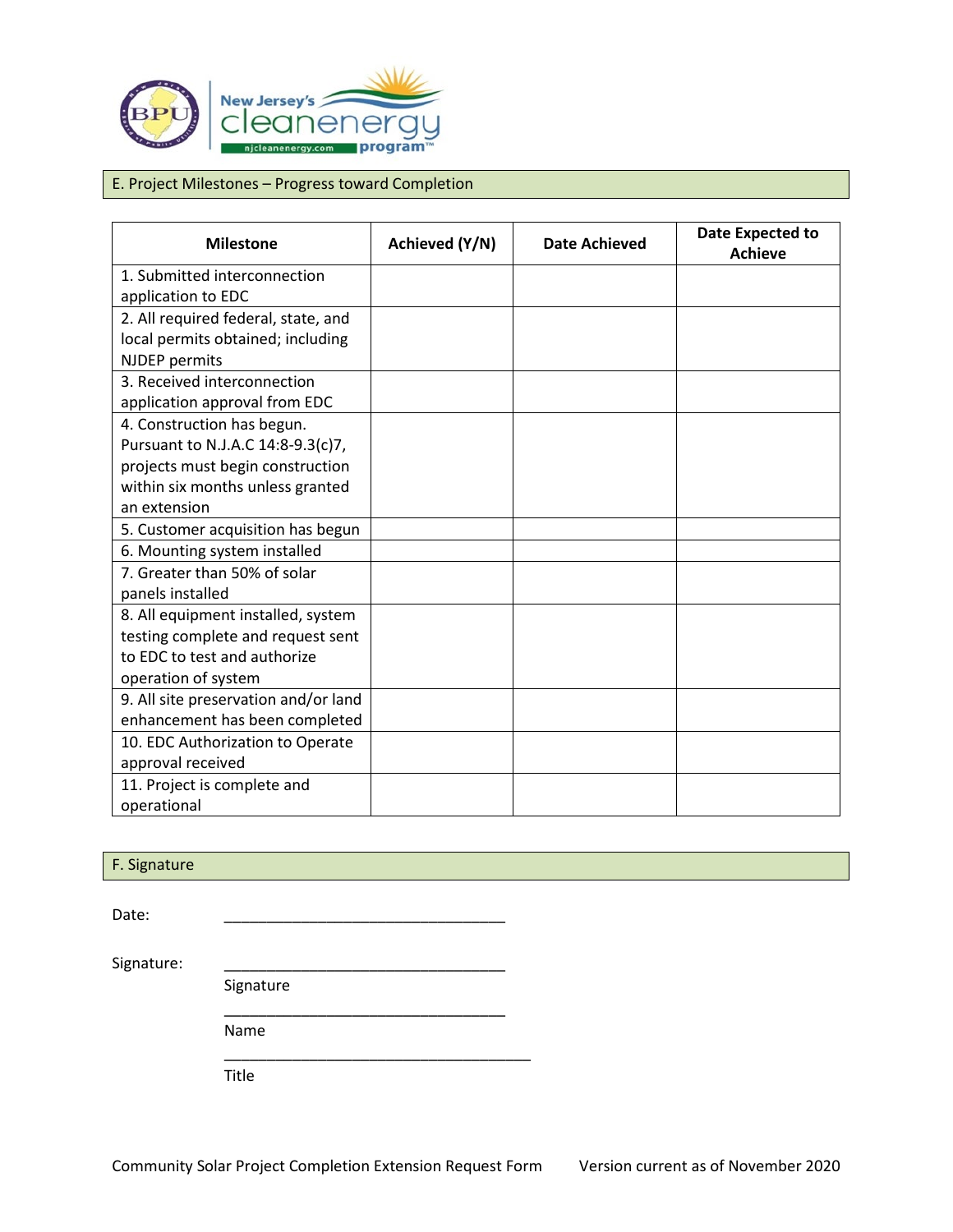## E. Project Milestones – Progress toward Completion

| Milestone | Achieved (Y/N) | Date Achieved | Date Expected to Achieve |
|---|---|---|---|
| 1. Submitted interconnection application to EDC | | | |
| 2. All required federal, state, and local permits obtained; including NJDEP permits | | | |
| 3. Received interconnection application approval from EDC | | | |
| 4. Construction has begun. Pursuant to N.J.A.C 14:8-9.3(c)7, projects must begin construction within six months unless granted an extension | | | |
| 5. Customer acquisition has begun | | | |
| 6. Mounting system installed | | | |
| 7. Greater than 50% of solar panels installed | | | |
| 8. All equipment installed, system testing complete and request sent to EDC to test and authorize operation of system | | | |
| 9. All site preservation and/or land enhancement has been completed | | | |
| 10. EDC Authorization to Operate approval received | | | |
| 11. Project is complete and operational | | | |

## F. Signature

Date: ________________________________

Signature: ________________________________

Signature

________________________________

Name

____________________________________

Title

Community Solar Project Completion Extension Request Form

Version current as of November 2020